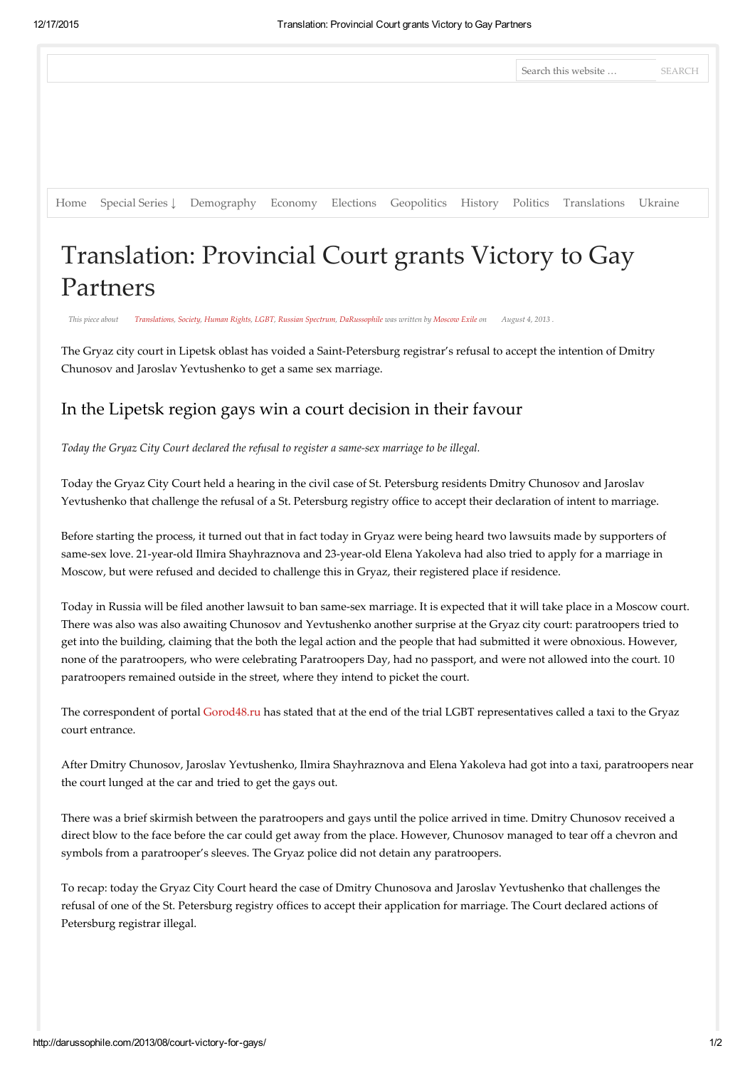Search this website … SEARCH

Home | Special Series ↓ | Demography | Economy | Elections | Geopolitics | History | Politics | Translations | Ukraine

# Translation: Provincial Court grants Victory to Gay Partners

*This piece about Translations, Society, Human Rights, LGBT, Russian Spectrum, DaRussophile was written by Moscow Exile on August 4, 2013 .*

The Gryaz city court in Lipetsk oblast has voided a Saint-Petersburg registrar's refusal to accept the intention of Dmitry Chunosov and Jaroslav Yevtushenko to get a same sex marriage.

## In the Lipetsk region gays win a court decision in their favour

*Today the Gryaz City Court declared the refusal to register a same-sex marriage to be illegal.*

Today the Gryaz City Court held a hearing in the civil case of St. Petersburg residents Dmitry Chunosov and Jaroslav Yevtushenko that challenge the refusal of a St. Petersburg registry office to accept their declaration of intent to marriage.

Before starting the process, it turned out that in fact today in Gryaz were being heard two lawsuits made by supporters of same-sex love. 21-year-old Ilmira Shayhraznova and 23-year-old Elena Yakoleva had also tried to apply for a marriage in Moscow, but were refused and decided to challenge this in Gryaz, their registered place if residence.

Today in Russia will be filed another lawsuit to ban same-sex marriage. It is expected that it will take place in a Moscow court. There was also was also awaiting Chunosov and Yevtushenko another surprise at the Gryaz city court: paratroopers tried to get into the building, claiming that the both the legal action and the people that had submitted it were obnoxious. However, none of the paratroopers, who were celebrating Paratroopers Day, had no passport, and were not allowed into the court. 10 paratroopers remained outside in the street, where they intend to picket the court.

The correspondent of portal Gorod48.ru has stated that at the end of the trial LGBT representatives called a taxi to the Gryaz court entrance.

After Dmitry Chunosov, Jaroslav Yevtushenko, Ilmira Shayhraznova and Elena Yakoleva had got into a taxi, paratroopers near the court lunged at the car and tried to get the gays out.

There was a brief skirmish between the paratroopers and gays until the police arrived in time. Dmitry Chunosov received a direct blow to the face before the car could get away from the place. However, Chunosov managed to tear off a chevron and symbols from a paratrooper's sleeves. The Gryaz police did not detain any paratroopers.

To recap: today the Gryaz City Court heard the case of Dmitry Chunosova and Jaroslav Yevtushenko that challenges the refusal of one of the St. Petersburg registry offices to accept their application for marriage. The Court declared actions of Petersburg registrar illegal.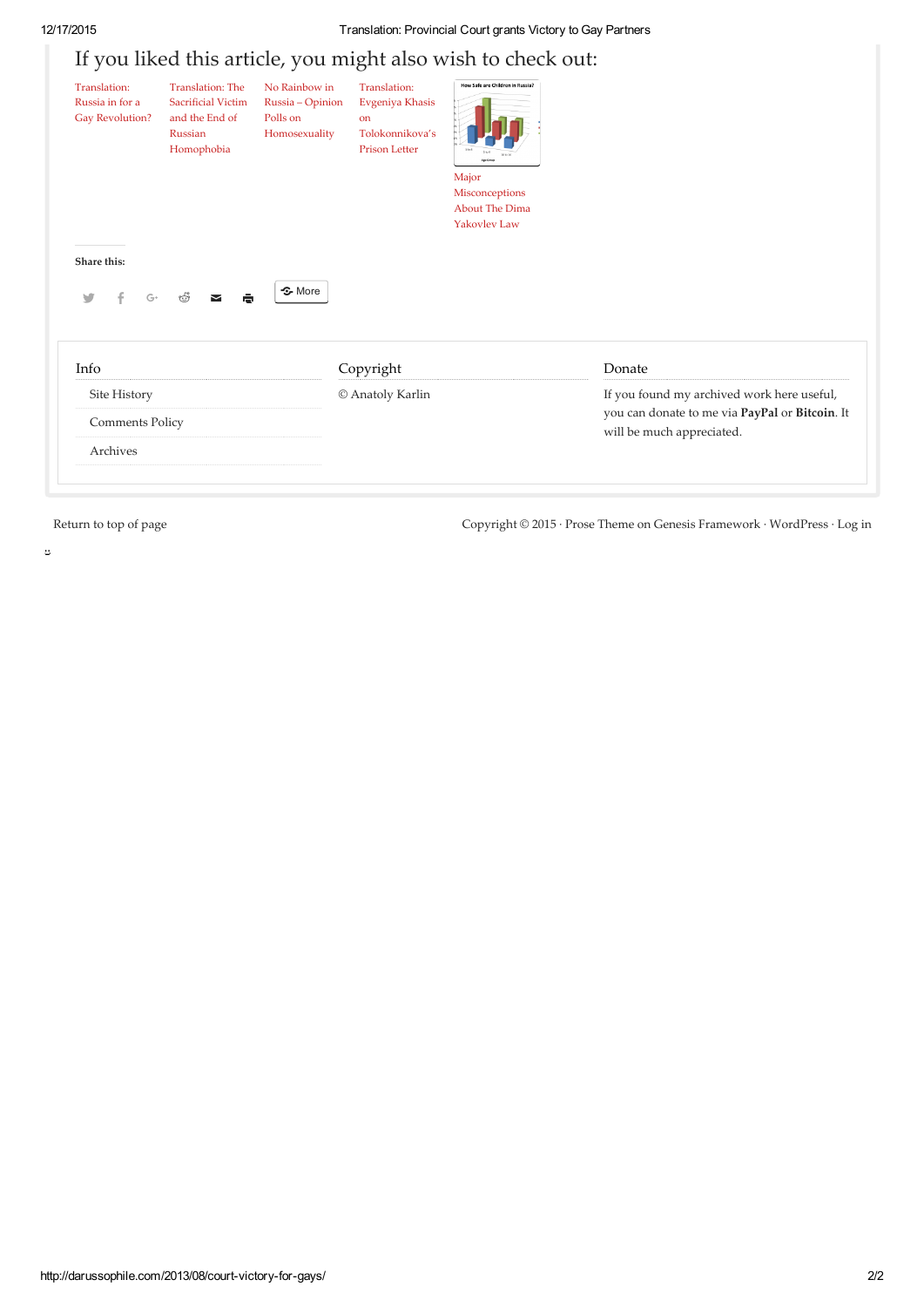# If you liked this article, you might also wish to check out:

- Translation: Russia in for a Gay Revolution?
- Translation: The Sacrificial Victim and the End of Russian Homophobia
- No Rainbow in Russia – Opinion Polls on Homosexuality
- Translation: Evgeniya Khasis on Tolokonnikova's Prison Letter
- Major Misconceptions About The Dima Yakovlev Law

**Share this:**

More

## Info

- Site History
- Comments Policy
- Archives

## Copyright

© Anatoly Karlin

## Donate

If you found my archived work here useful, you can donate to me via **PayPal** or **Bitcoin**. It will be much appreciated.

Return to top of page

Copyright © 2015 · Prose Theme on Genesis Framework · WordPress · Log in